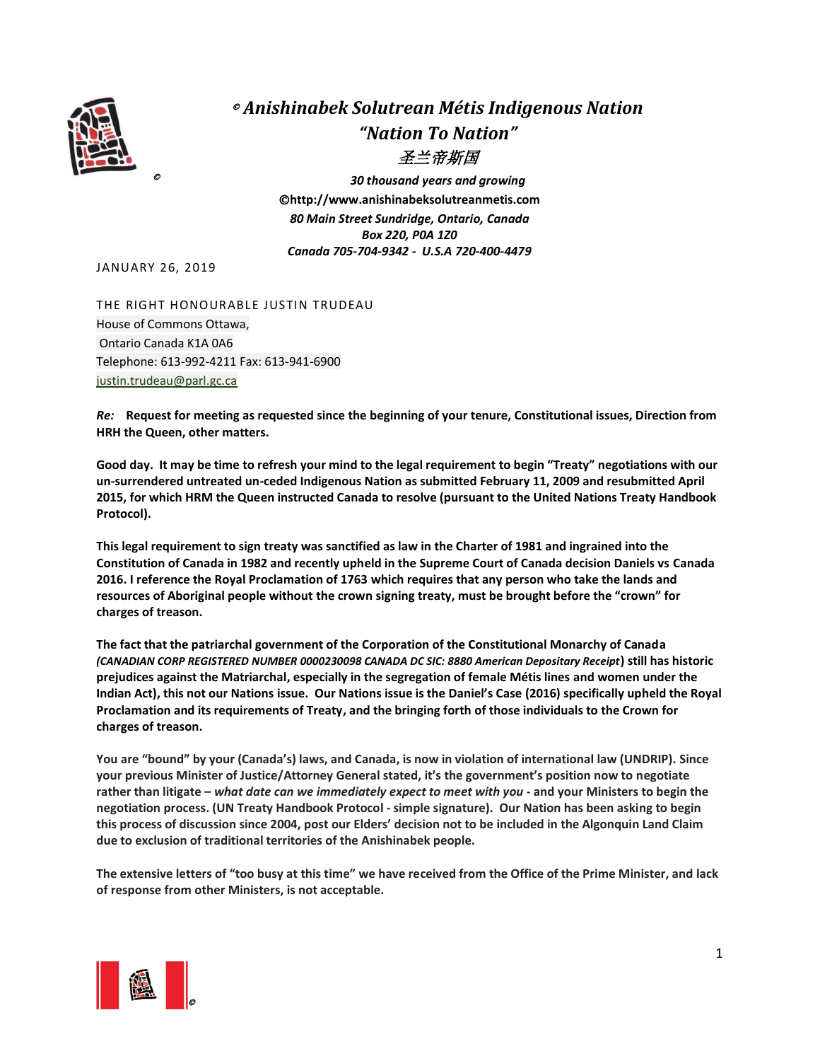# © *Anishinabek Solutrean Métis Indigenous Nation*

## *"Nation To Nation"*

### *圣兰帝斯国*

***30 thousand years and growing***

**©http://www.anishinabeksolutreanmetis.com**

***80 Main Street Sundridge, Ontario, Canada***

***Box 220, P0A 1Z0***

***Canada 705-704-9342 - U.S.A 720-400-4479***

JANUARY 26, 2019

THE RIGHT HONOURABLE JUSTIN TRUDEAU
House of Commons Ottawa,
Ontario Canada K1A 0A6
Telephone: 613-992-4211 Fax: 613-941-6900
justin.trudeau@parl.gc.ca

***Re:*** **Request for meeting as requested since the beginning of your tenure, Constitutional issues, Direction from HRH the Queen, other matters.**

**Good day. It may be time to refresh your mind to the legal requirement to begin "Treaty" negotiations with our un-surrendered untreated un-ceded Indigenous Nation as submitted February 11, 2009 and resubmitted April 2015, for which HRM the Queen instructed Canada to resolve (pursuant to the United Nations Treaty Handbook Protocol).**

**This legal requirement to sign treaty was sanctified as law in the Charter of 1981 and ingrained into the Constitution of Canada in 1982 and recently upheld in the Supreme Court of Canada decision Daniels vs Canada 2016. I reference the Royal Proclamation of 1763 which requires that any person who take the lands and resources of Aboriginal people without the crown signing treaty, must be brought before the "crown" for charges of treason.**

**The fact that the patriarchal government of the Corporation of the Constitutional Monarchy of Canada (*CANADIAN CORP REGISTERED NUMBER 0000230098 CANADA DC SIC: 8880 American Depositary Receipt*) still has historic prejudices against the Matriarchal, especially in the segregation of female Métis lines and women under the Indian Act), this not our Nations issue. Our Nations issue is the Daniel's Case (2016) specifically upheld the Royal Proclamation and its requirements of Treaty, and the bringing forth of those individuals to the Crown for charges of treason.**

**You are "bound" by your (Canada's) laws, and Canada, is now in violation of international law (UNDRIP). Since your previous Minister of Justice/Attorney General stated, it's the government's position now to negotiate rather than litigate – *what date can we immediately expect to meet with you* - and your Ministers to begin the negotiation process. (UN Treaty Handbook Protocol - simple signature). Our Nation has been asking to begin this process of discussion since 2004, post our Elders' decision not to be included in the Algonquin Land Claim due to exclusion of traditional territories of the Anishinabek people.**

**The extensive letters of "too busy at this time" we have received from the Office of the Prime Minister, and lack of response from other Ministers, is not acceptable.**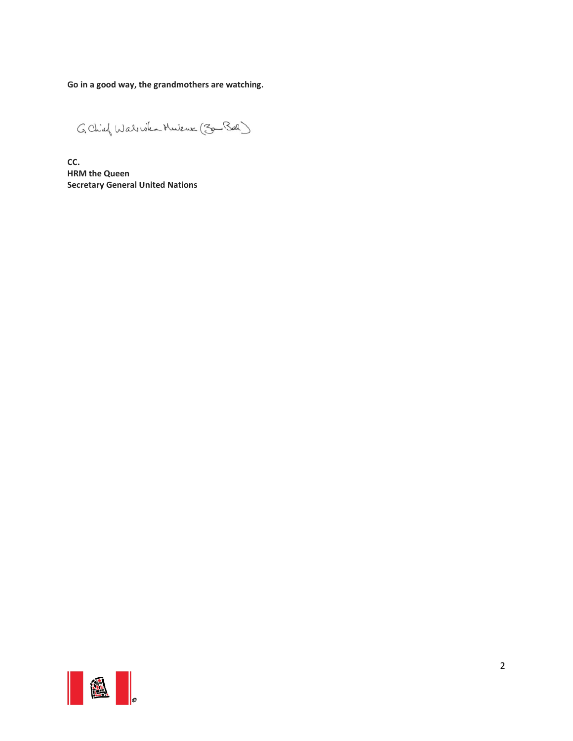**Go in a good way, the grandmothers are watching.**

G. Chief Walwila Mulenx (Bn Bell)

**CC.**
**HRM the Queen**
**Secretary General United Nations**